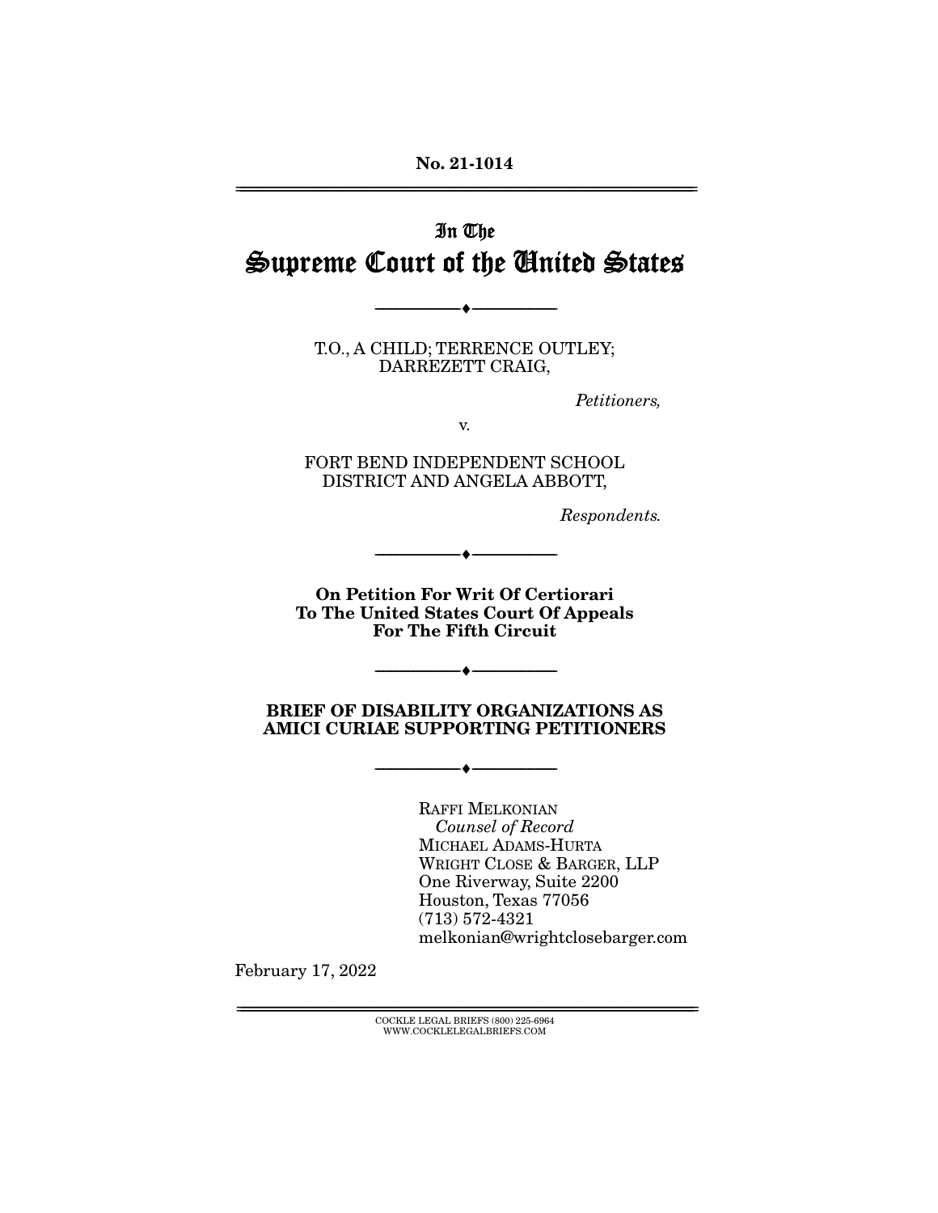No. 21-1014

---

In The

# Supreme Court of the United States

---

T.O., A CHILD; TERRENCE OUTLEY; DARREZETT CRAIG,

*Petitioners,*

v.

FORT BEND INDEPENDENT SCHOOL DISTRICT AND ANGELA ABBOTT,

*Respondents.*

---

**On Petition For Writ Of Certiorari To The United States Court Of Appeals For The Fifth Circuit**

---

**BRIEF OF DISABILITY ORGANIZATIONS AS AMICI CURIAE SUPPORTING PETITIONERS**

---

RAFFI MELKONIAN
*Counsel of Record*
MICHAEL ADAMS-HURTA
WRIGHT CLOSE & BARGER, LLP
One Riverway, Suite 2200
Houston, Texas 77056
(713) 572-4321
melkonian@wrightclosebarger.com

February 17, 2022

COCKLE LEGAL BRIEFS (800) 225-6964
WWW.COCKLELEGALBRIEFS.COM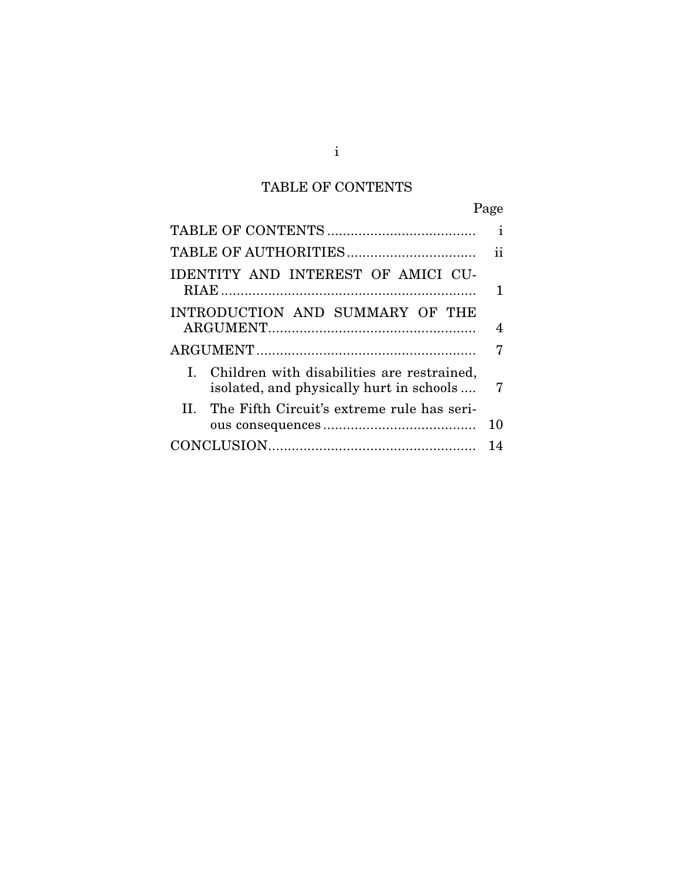# TABLE OF CONTENTS

| | Page |
|---|---|
| TABLE OF CONTENTS | i |
| TABLE OF AUTHORITIES | ii |
| IDENTITY AND INTEREST OF AMICI CURIAE | 1 |
| INTRODUCTION AND SUMMARY OF THE ARGUMENT | 4 |
| ARGUMENT | 7 |
| I. Children with disabilities are restrained, isolated, and physically hurt in schools | 7 |
| II. The Fifth Circuit's extreme rule has serious consequences | 10 |
| CONCLUSION | 14 |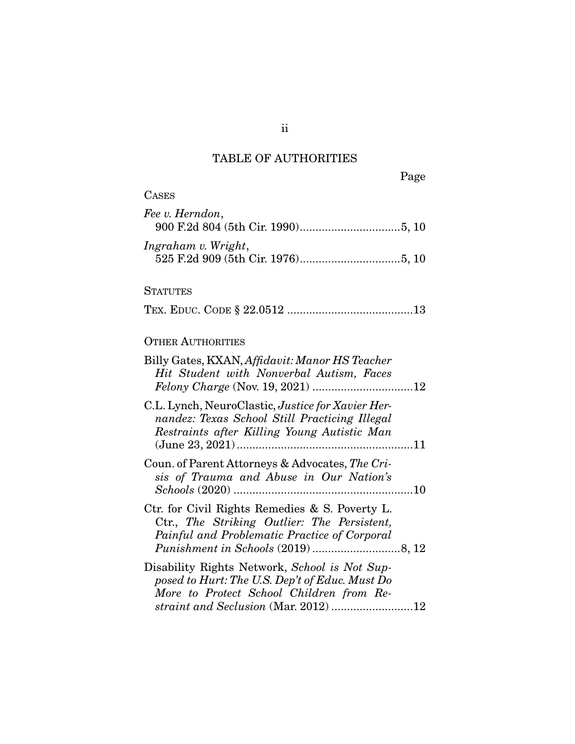# TABLE OF AUTHORITIES

Page

## CASES

*Fee v. Herndon*,
900 F.2d 804 (5th Cir. 1990)................................5, 10

*Ingraham v. Wright*,
525 F.2d 909 (5th Cir. 1976)................................5, 10

## STATUTES

TEX. EDUC. CODE § 22.0512 ........................................13

## OTHER AUTHORITIES

Billy Gates, KXAN, *Affidavit: Manor HS Teacher Hit Student with Nonverbal Autism, Faces Felony Charge* (Nov. 19, 2021) ................................12

C.L. Lynch, NeuroClastic, *Justice for Xavier Hernandez: Texas School Still Practicing Illegal Restraints after Killing Young Autistic Man* (June 23, 2021)........................................................11

Coun. of Parent Attorneys & Advocates, *The Crisis of Trauma and Abuse in Our Nation's Schools* (2020) .........................................................10

Ctr. for Civil Rights Remedies & S. Poverty L. Ctr., *The Striking Outlier: The Persistent, Painful and Problematic Practice of Corporal Punishment in Schools* (2019) ...........................8, 12

Disability Rights Network, *School is Not Supposed to Hurt: The U.S. Dep't of Educ. Must Do More to Protect School Children from Restraint and Seclusion* (Mar. 2012) ..........................12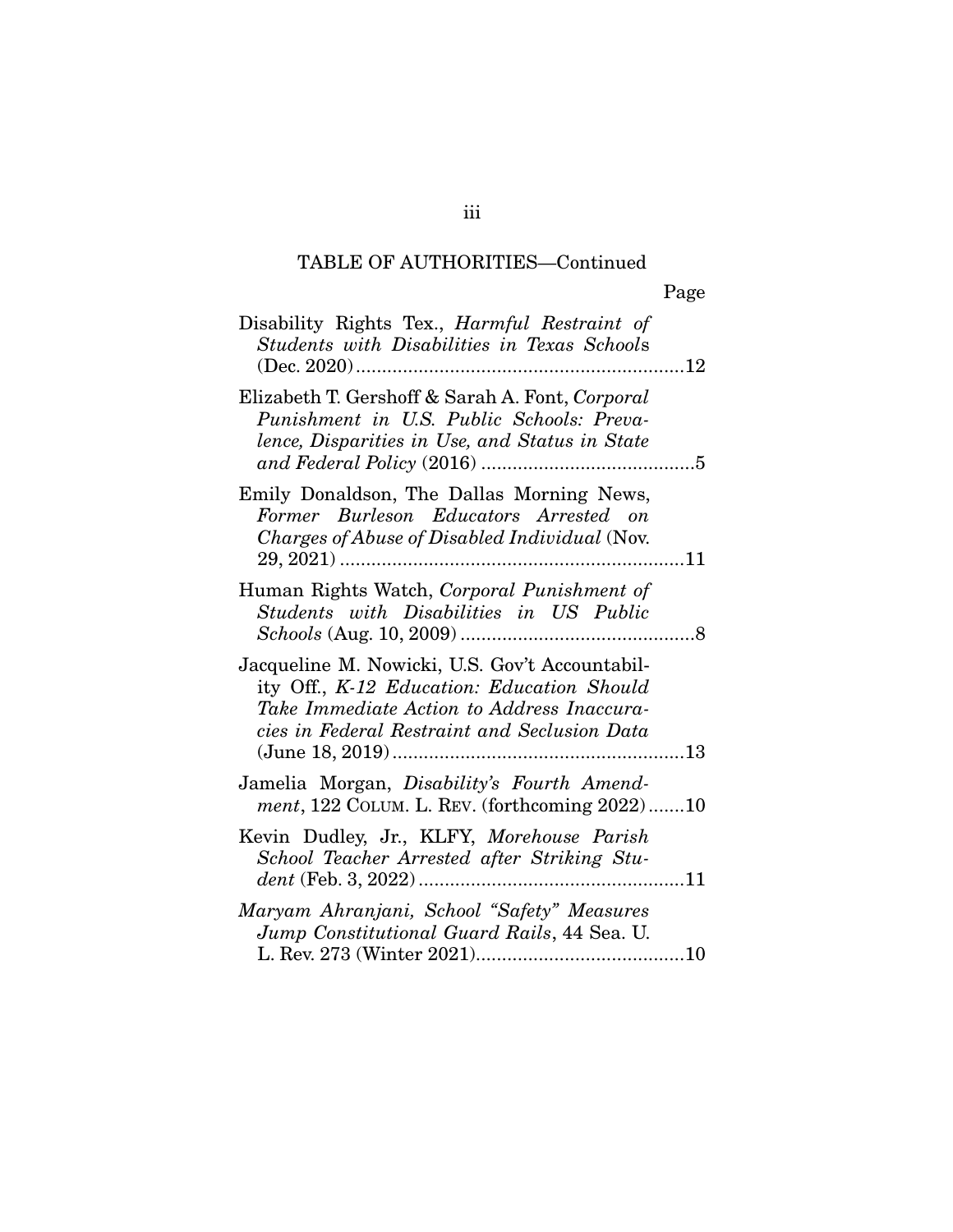TABLE OF AUTHORITIES—Continued

Page

Disability Rights Tex., *Harmful Restraint of Students with Disabilities in Texas Schools* (Dec. 2020) ............................................................. 12

Elizabeth T. Gershoff & Sarah A. Font, *Corporal Punishment in U.S. Public Schools: Prevalence, Disparities in Use, and Status in State and Federal Policy* (2016) ........................................ 5

Emily Donaldson, The Dallas Morning News, *Former Burleson Educators Arrested on Charges of Abuse of Disabled Individual* (Nov. 29, 2021) ................................................................. 11

Human Rights Watch, *Corporal Punishment of Students with Disabilities in US Public Schools* (Aug. 10, 2009) ............................................ 8

Jacqueline M. Nowicki, U.S. Gov't Accountability Off., *K-12 Education: Education Should Take Immediate Action to Address Inaccuracies in Federal Restraint and Seclusion Data* (June 18, 2019) ....................................................... 13

Jamelia Morgan, *Disability's Fourth Amendment*, 122 COLUM. L. REV. (forthcoming 2022) ....... 10

Kevin Dudley, Jr., KLFY, *Morehouse Parish School Teacher Arrested after Striking Student* (Feb. 3, 2022) .................................................. 11

*Maryam Ahranjani, School "Safety" Measures Jump Constitutional Guard Rails*, 44 Sea. U. L. Rev. 273 (Winter 2021)....................................... 10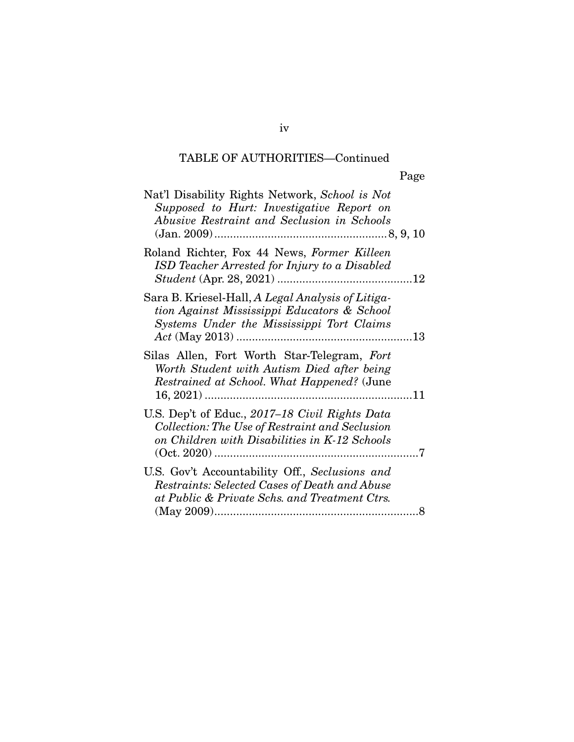## TABLE OF AUTHORITIES—Continued

Page

Nat'l Disability Rights Network, *School is Not Supposed to Hurt: Investigative Report on Abusive Restraint and Seclusion in Schools* (Jan. 2009) ........................................................ 8, 9, 10

Roland Richter, Fox 44 News, *Former Killeen ISD Teacher Arrested for Injury to a Disabled Student* (Apr. 28, 2021) ............................................12

Sara B. Kriesel-Hall, *A Legal Analysis of Litigation Against Mississippi Educators & School Systems Under the Mississippi Tort Claims Act* (May 2013) ..........................................................13

Silas Allen, Fort Worth Star-Telegram, *Fort Worth Student with Autism Died after being Restrained at School. What Happened?* (June 16, 2021) ..................................................................11

U.S. Dep't of Educ., *2017–18 Civil Rights Data Collection: The Use of Restraint and Seclusion on Children with Disabilities in K-12 Schools* (Oct. 2020) ..................................................................7

U.S. Gov't Accountability Off., *Seclusions and Restraints: Selected Cases of Death and Abuse at Public & Private Schs. and Treatment Ctrs.* (May 2009)..................................................................8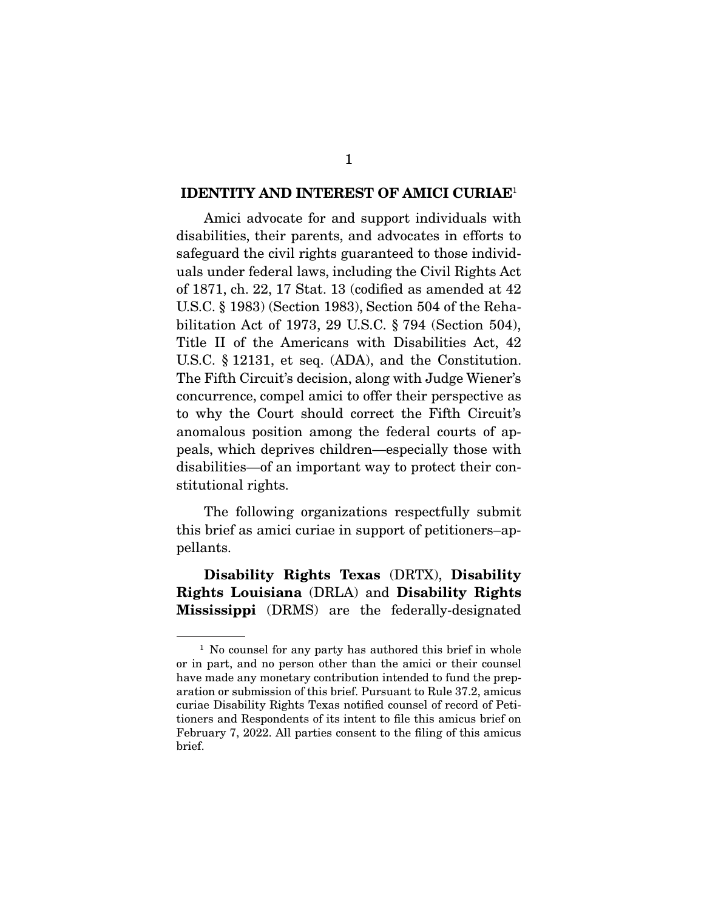## IDENTITY AND INTEREST OF AMICI CURIAE[1]

Amici advocate for and support individuals with disabilities, their parents, and advocates in efforts to safeguard the civil rights guaranteed to those individuals under federal laws, including the Civil Rights Act of 1871, ch. 22, 17 Stat. 13 (codified as amended at 42 U.S.C. § 1983) (Section 1983), Section 504 of the Rehabilitation Act of 1973, 29 U.S.C. § 794 (Section 504), Title II of the Americans with Disabilities Act, 42 U.S.C. § 12131, et seq. (ADA), and the Constitution. The Fifth Circuit's decision, along with Judge Wiener's concurrence, compel amici to offer their perspective as to why the Court should correct the Fifth Circuit's anomalous position among the federal courts of appeals, which deprives children—especially those with disabilities—of an important way to protect their constitutional rights.

The following organizations respectfully submit this brief as amici curiae in support of petitioners–appellants.

**Disability Rights Texas** (DRTX), **Disability Rights Louisiana** (DRLA) and **Disability Rights Mississippi** (DRMS) are the federally-designated

---

[1] No counsel for any party has authored this brief in whole or in part, and no person other than the amici or their counsel have made any monetary contribution intended to fund the preparation or submission of this brief. Pursuant to Rule 37.2, amicus curiae Disability Rights Texas notified counsel of record of Petitioners and Respondents of its intent to file this amicus brief on February 7, 2022. All parties consent to the filing of this amicus brief.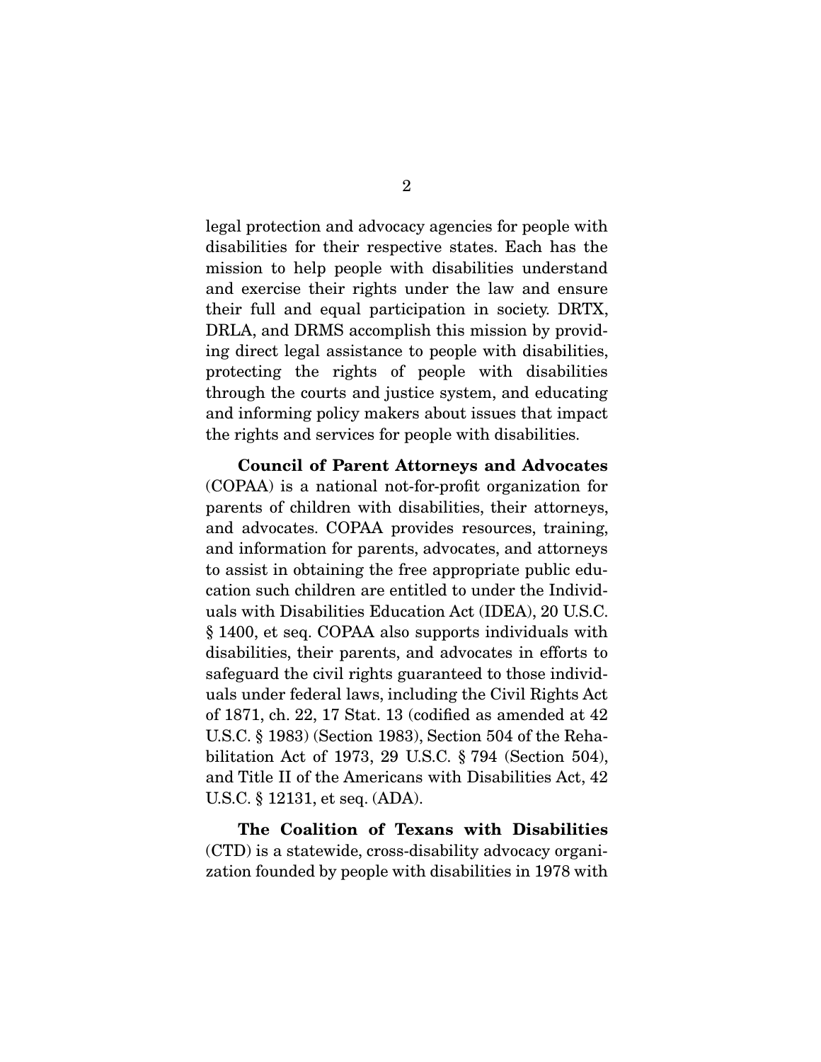legal protection and advocacy agencies for people with disabilities for their respective states. Each has the mission to help people with disabilities understand and exercise their rights under the law and ensure their full and equal participation in society. DRTX, DRLA, and DRMS accomplish this mission by providing direct legal assistance to people with disabilities, protecting the rights of people with disabilities through the courts and justice system, and educating and informing policy makers about issues that impact the rights and services for people with disabilities.

**Council of Parent Attorneys and Advocates** (COPAA) is a national not-for-profit organization for parents of children with disabilities, their attorneys, and advocates. COPAA provides resources, training, and information for parents, advocates, and attorneys to assist in obtaining the free appropriate public education such children are entitled to under the Individuals with Disabilities Education Act (IDEA), 20 U.S.C. § 1400, et seq. COPAA also supports individuals with disabilities, their parents, and advocates in efforts to safeguard the civil rights guaranteed to those individuals under federal laws, including the Civil Rights Act of 1871, ch. 22, 17 Stat. 13 (codified as amended at 42 U.S.C. § 1983) (Section 1983), Section 504 of the Rehabilitation Act of 1973, 29 U.S.C. § 794 (Section 504), and Title II of the Americans with Disabilities Act, 42 U.S.C. § 12131, et seq. (ADA).

**The Coalition of Texans with Disabilities** (CTD) is a statewide, cross-disability advocacy organization founded by people with disabilities in 1978 with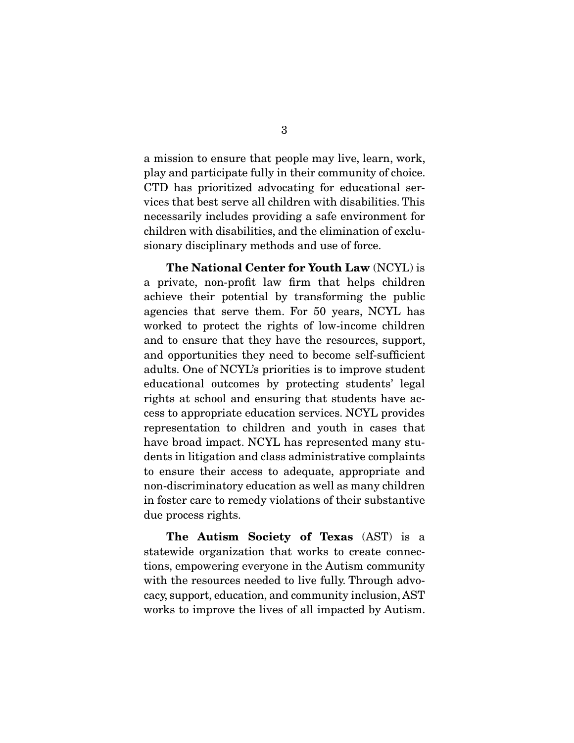a mission to ensure that people may live, learn, work, play and participate fully in their community of choice. CTD has prioritized advocating for educational services that best serve all children with disabilities. This necessarily includes providing a safe environment for children with disabilities, and the elimination of exclusionary disciplinary methods and use of force.

**The National Center for Youth Law** (NCYL) is a private, non-profit law firm that helps children achieve their potential by transforming the public agencies that serve them. For 50 years, NCYL has worked to protect the rights of low-income children and to ensure that they have the resources, support, and opportunities they need to become self-sufficient adults. One of NCYL's priorities is to improve student educational outcomes by protecting students' legal rights at school and ensuring that students have access to appropriate education services. NCYL provides representation to children and youth in cases that have broad impact. NCYL has represented many students in litigation and class administrative complaints to ensure their access to adequate, appropriate and non-discriminatory education as well as many children in foster care to remedy violations of their substantive due process rights.

**The Autism Society of Texas** (AST) is a statewide organization that works to create connections, empowering everyone in the Autism community with the resources needed to live fully. Through advocacy, support, education, and community inclusion, AST works to improve the lives of all impacted by Autism.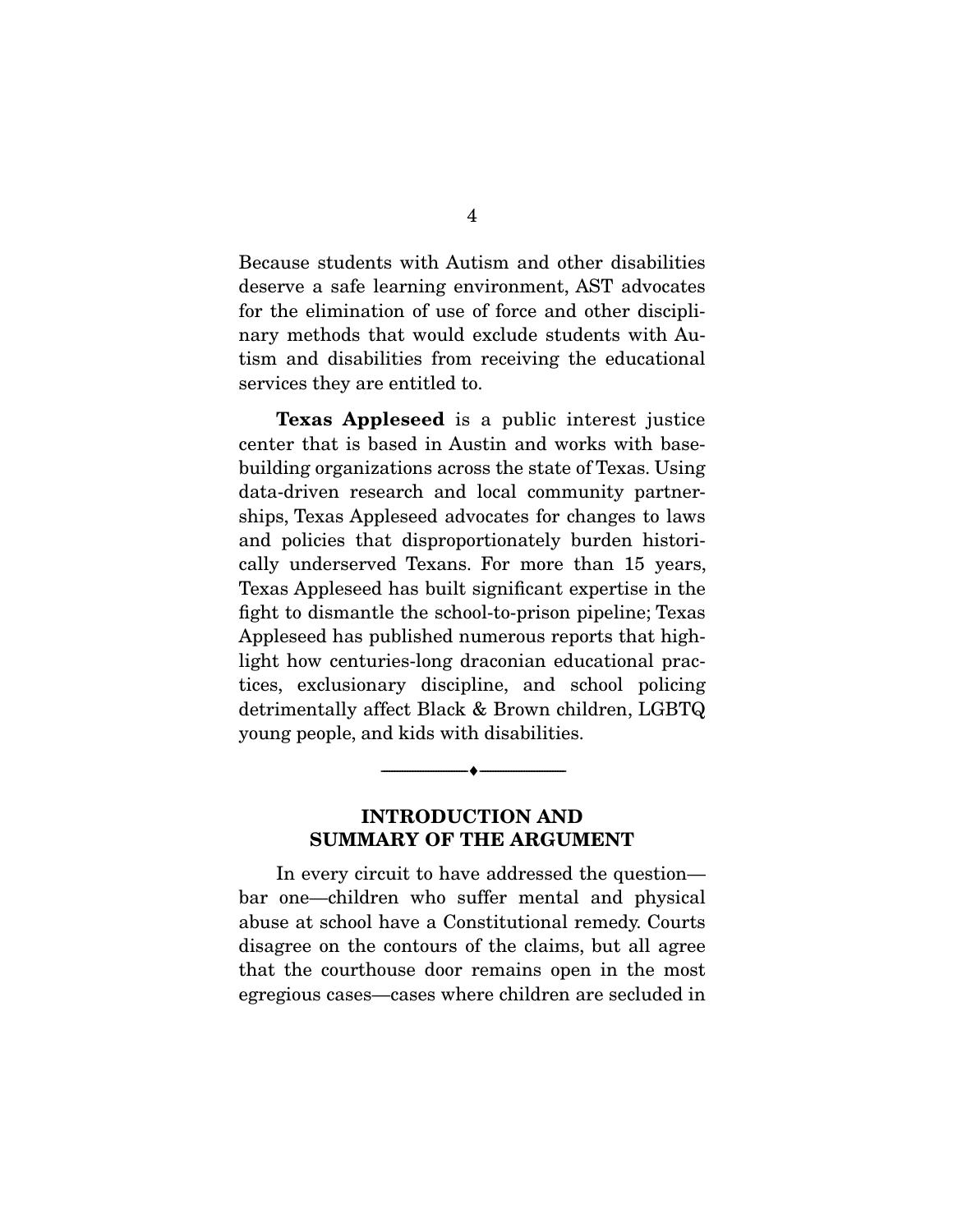Because students with Autism and other disabilities deserve a safe learning environment, AST advocates for the elimination of use of force and other disciplinary methods that would exclude students with Autism and disabilities from receiving the educational services they are entitled to.

**Texas Appleseed** is a public interest justice center that is based in Austin and works with base-building organizations across the state of Texas. Using data-driven research and local community partnerships, Texas Appleseed advocates for changes to laws and policies that disproportionately burden historically underserved Texans. For more than 15 years, Texas Appleseed has built significant expertise in the fight to dismantle the school-to-prison pipeline; Texas Appleseed has published numerous reports that highlight how centuries-long draconian educational practices, exclusionary discipline, and school policing detrimentally affect Black & Brown children, LGBTQ young people, and kids with disabilities.

## INTRODUCTION AND SUMMARY OF THE ARGUMENT

In every circuit to have addressed the question—bar one—children who suffer mental and physical abuse at school have a Constitutional remedy. Courts disagree on the contours of the claims, but all agree that the courthouse door remains open in the most egregious cases—cases where children are secluded in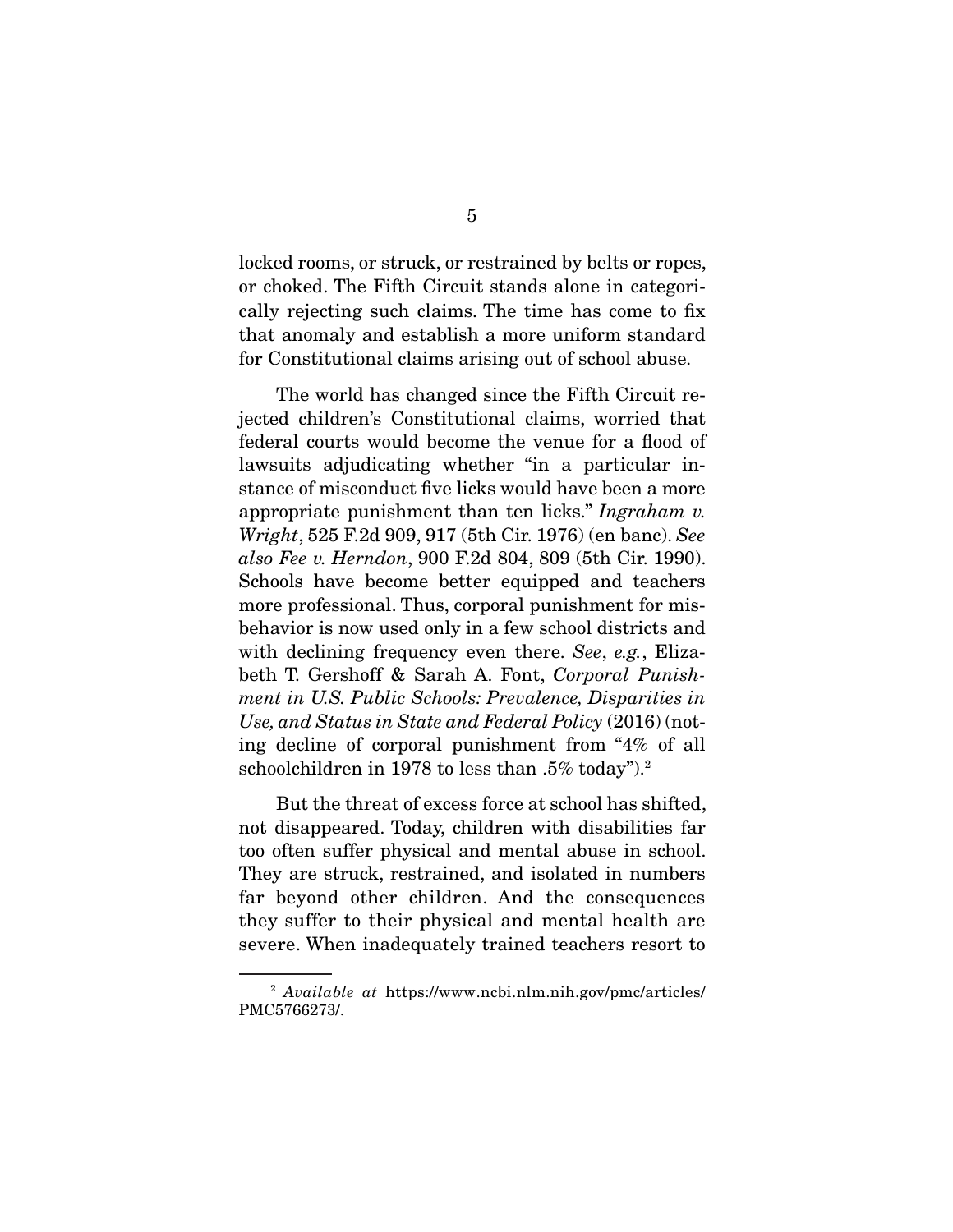locked rooms, or struck, or restrained by belts or ropes, or choked. The Fifth Circuit stands alone in categorically rejecting such claims. The time has come to fix that anomaly and establish a more uniform standard for Constitutional claims arising out of school abuse.

The world has changed since the Fifth Circuit rejected children's Constitutional claims, worried that federal courts would become the venue for a flood of lawsuits adjudicating whether "in a particular instance of misconduct five licks would have been a more appropriate punishment than ten licks." *Ingraham v. Wright*, 525 F.2d 909, 917 (5th Cir. 1976) (en banc). *See also Fee v. Herndon*, 900 F.2d 804, 809 (5th Cir. 1990). Schools have become better equipped and teachers more professional. Thus, corporal punishment for misbehavior is now used only in a few school districts and with declining frequency even there. *See*, *e.g.*, Elizabeth T. Gershoff & Sarah A. Font, *Corporal Punishment in U.S. Public Schools: Prevalence, Disparities in Use, and Status in State and Federal Policy* (2016) (noting decline of corporal punishment from "4% of all schoolchildren in 1978 to less than .5% today").[2]

But the threat of excess force at school has shifted, not disappeared. Today, children with disabilities far too often suffer physical and mental abuse in school. They are struck, restrained, and isolated in numbers far beyond other children. And the consequences they suffer to their physical and mental health are severe. When inadequately trained teachers resort to

[2] *Available at* https://www.ncbi.nlm.nih.gov/pmc/articles/PMC5766273/.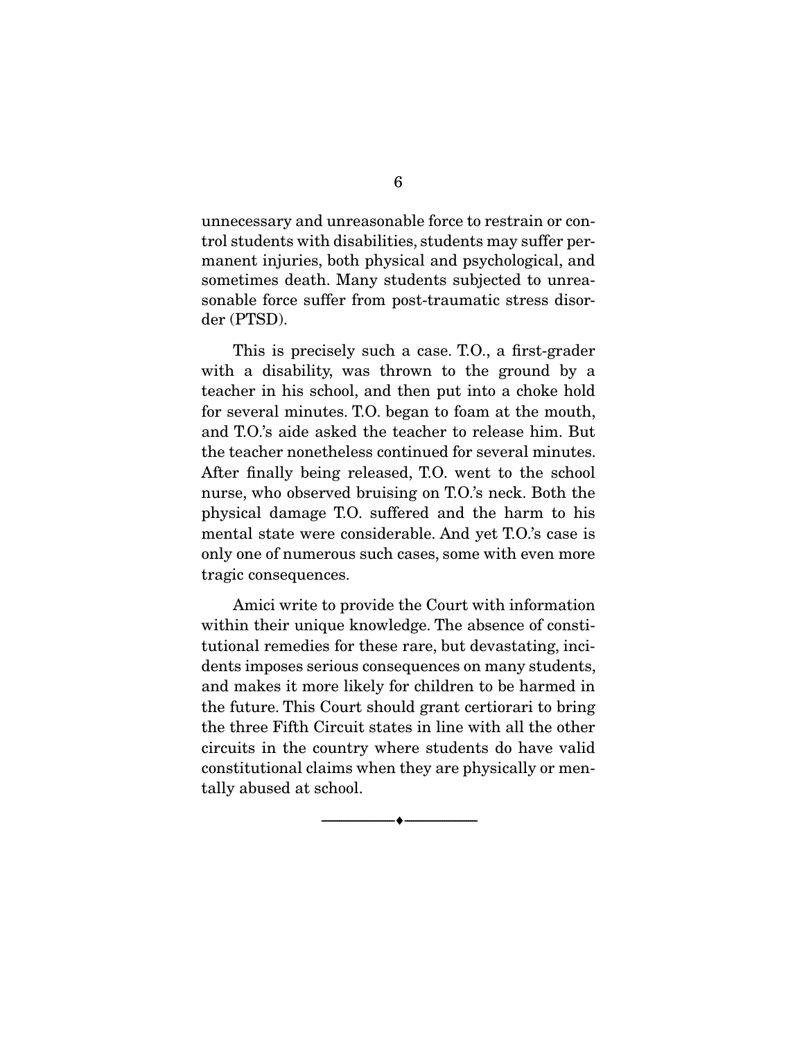unnecessary and unreasonable force to restrain or control students with disabilities, students may suffer permanent injuries, both physical and psychological, and sometimes death. Many students subjected to unreasonable force suffer from post-traumatic stress disorder (PTSD).

This is precisely such a case. T.O., a first-grader with a disability, was thrown to the ground by a teacher in his school, and then put into a choke hold for several minutes. T.O. began to foam at the mouth, and T.O.'s aide asked the teacher to release him. But the teacher nonetheless continued for several minutes. After finally being released, T.O. went to the school nurse, who observed bruising on T.O.'s neck. Both the physical damage T.O. suffered and the harm to his mental state were considerable. And yet T.O.'s case is only one of numerous such cases, some with even more tragic consequences.

Amici write to provide the Court with information within their unique knowledge. The absence of constitutional remedies for these rare, but devastating, incidents imposes serious consequences on many students, and makes it more likely for children to be harmed in the future. This Court should grant certiorari to bring the three Fifth Circuit states in line with all the other circuits in the country where students do have valid constitutional claims when they are physically or mentally abused at school.

---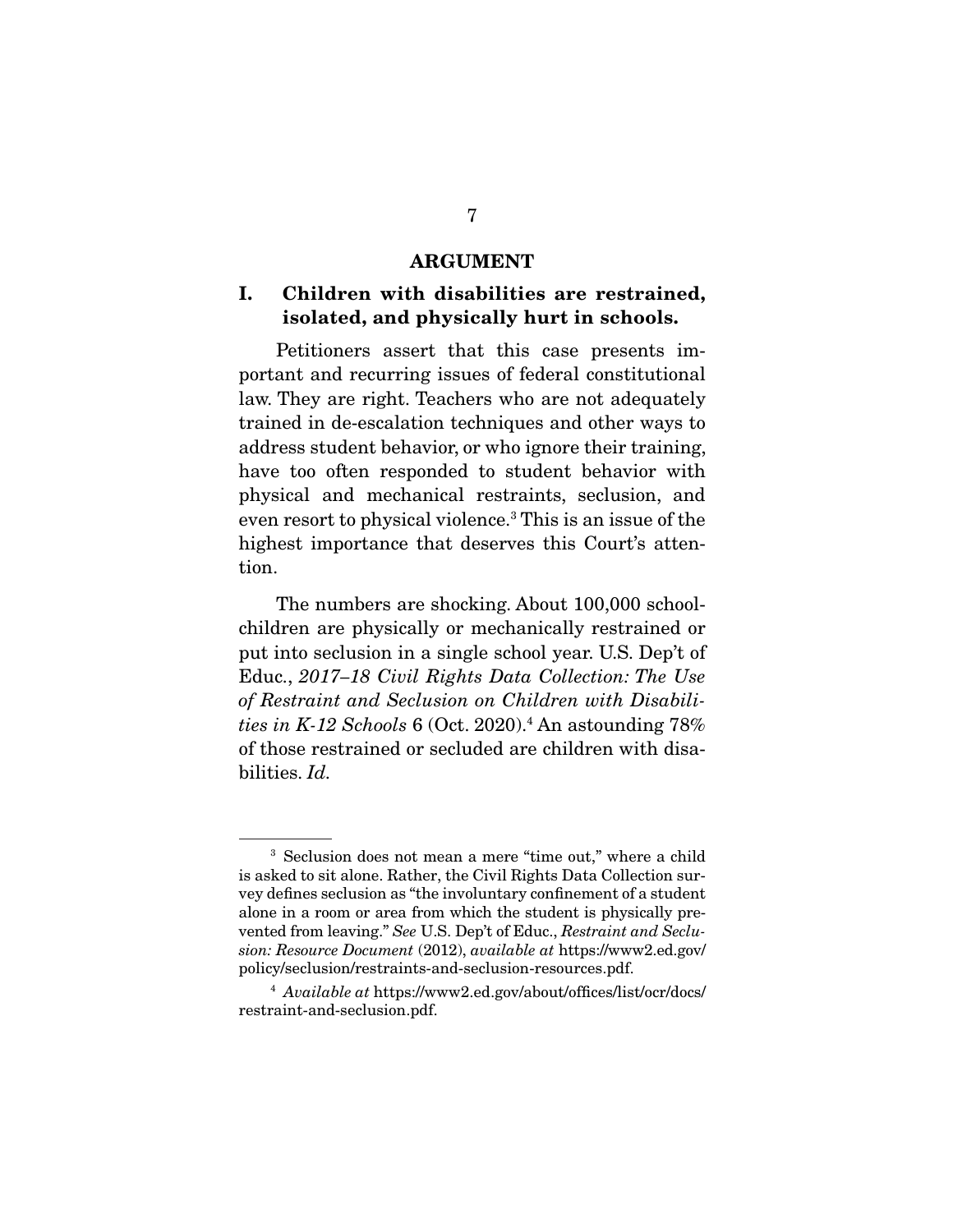## ARGUMENT

### I. Children with disabilities are restrained, isolated, and physically hurt in schools.

Petitioners assert that this case presents important and recurring issues of federal constitutional law. They are right. Teachers who are not adequately trained in de-escalation techniques and other ways to address student behavior, or who ignore their training, have too often responded to student behavior with physical and mechanical restraints, seclusion, and even resort to physical violence.[3] This is an issue of the highest importance that deserves this Court's attention.

The numbers are shocking. About 100,000 schoolchildren are physically or mechanically restrained or put into seclusion in a single school year. U.S. Dep't of Educ., *2017–18 Civil Rights Data Collection: The Use of Restraint and Seclusion on Children with Disabilities in K-12 Schools* 6 (Oct. 2020).[4] An astounding 78% of those restrained or secluded are children with disabilities. *Id.*

---

[3] Seclusion does not mean a mere "time out," where a child is asked to sit alone. Rather, the Civil Rights Data Collection survey defines seclusion as "the involuntary confinement of a student alone in a room or area from which the student is physically prevented from leaving." *See* U.S. Dep't of Educ., *Restraint and Seclusion: Resource Document* (2012), *available at* https://www2.ed.gov/policy/seclusion/restraints-and-seclusion-resources.pdf.

[4] *Available at* https://www2.ed.gov/about/offices/list/ocr/docs/restraint-and-seclusion.pdf.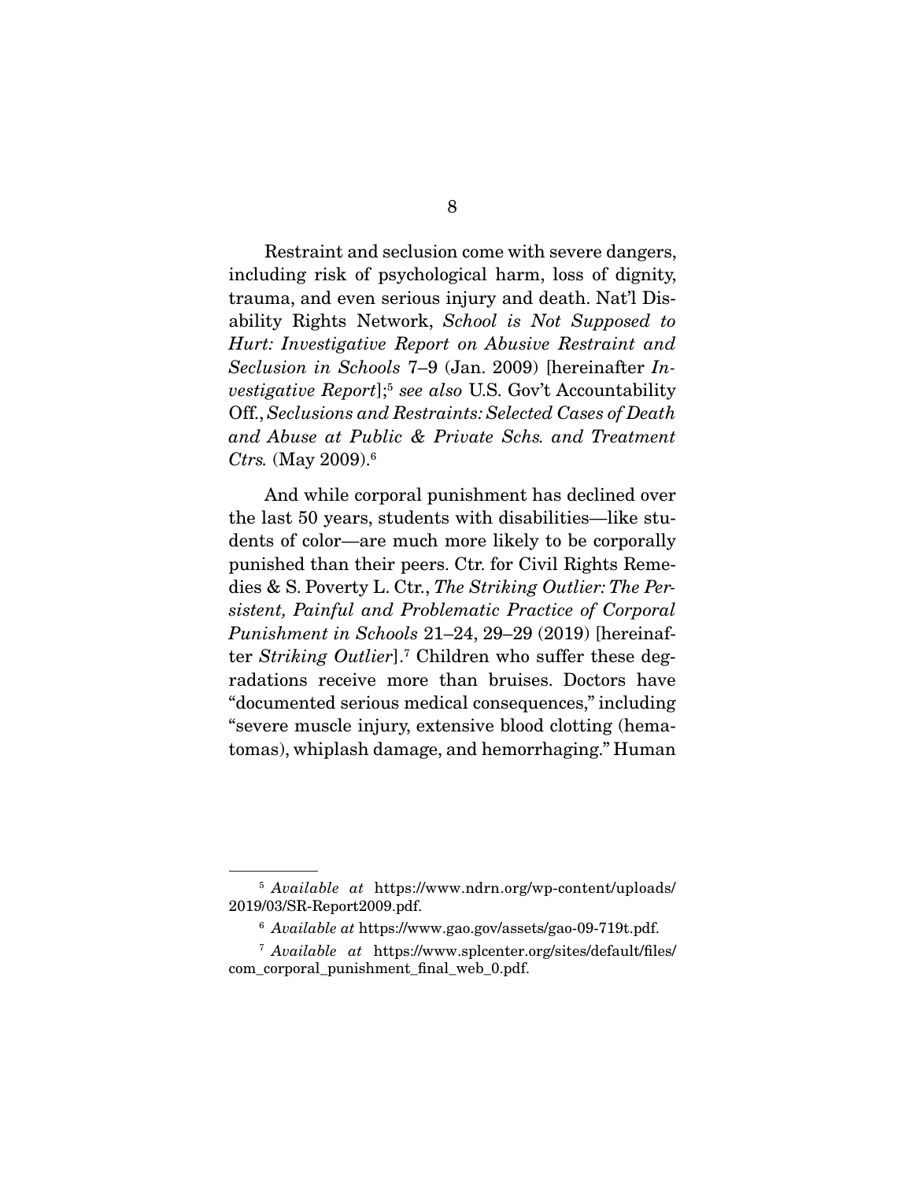Restraint and seclusion come with severe dangers, including risk of psychological harm, loss of dignity, trauma, and even serious injury and death. Nat'l Disability Rights Network, *School is Not Supposed to Hurt: Investigative Report on Abusive Restraint and Seclusion in Schools* 7–9 (Jan. 2009) [hereinafter *Investigative Report*];[5] *see also* U.S. Gov't Accountability Off., *Seclusions and Restraints: Selected Cases of Death and Abuse at Public & Private Schs. and Treatment Ctrs.* (May 2009).[6]

And while corporal punishment has declined over the last 50 years, students with disabilities—like students of color—are much more likely to be corporally punished than their peers. Ctr. for Civil Rights Remedies & S. Poverty L. Ctr., *The Striking Outlier: The Persistent, Painful and Problematic Practice of Corporal Punishment in Schools* 21–24, 29–29 (2019) [hereinafter *Striking Outlier*].[7] Children who suffer these degradations receive more than bruises. Doctors have "documented serious medical consequences," including "severe muscle injury, extensive blood clotting (hematomas), whiplash damage, and hemorrhaging." Human

---

[5] *Available at* https://www.ndrn.org/wp-content/uploads/2019/03/SR-Report2009.pdf.

[6] *Available at* https://www.gao.gov/assets/gao-09-719t.pdf.

[7] *Available at* https://www.splcenter.org/sites/default/files/com_corporal_punishment_final_web_0.pdf.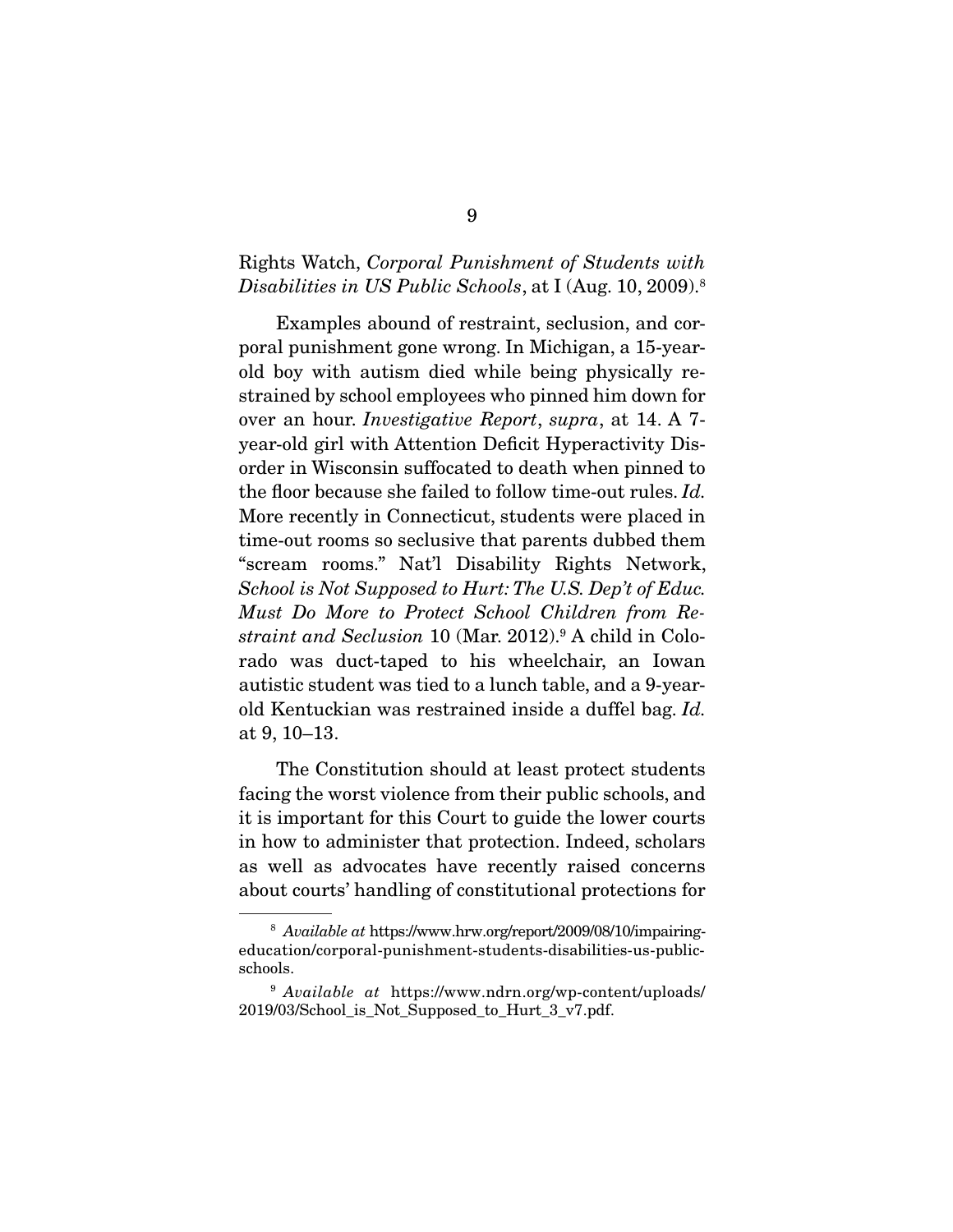Rights Watch, *Corporal Punishment of Students with Disabilities in US Public Schools*, at I (Aug. 10, 2009).[8]

Examples abound of restraint, seclusion, and corporal punishment gone wrong. In Michigan, a 15-year-old boy with autism died while being physically restrained by school employees who pinned him down for over an hour. *Investigative Report*, *supra*, at 14. A 7-year-old girl with Attention Deficit Hyperactivity Disorder in Wisconsin suffocated to death when pinned to the floor because she failed to follow time-out rules. *Id.* More recently in Connecticut, students were placed in time-out rooms so seclusive that parents dubbed them "scream rooms." Nat'l Disability Rights Network, *School is Not Supposed to Hurt: The U.S. Dep't of Educ. Must Do More to Protect School Children from Restraint and Seclusion* 10 (Mar. 2012).[9] A child in Colorado was duct-taped to his wheelchair, an Iowan autistic student was tied to a lunch table, and a 9-year-old Kentuckian was restrained inside a duffel bag. *Id.* at 9, 10–13.

The Constitution should at least protect students facing the worst violence from their public schools, and it is important for this Court to guide the lower courts in how to administer that protection. Indeed, scholars as well as advocates have recently raised concerns about courts' handling of constitutional protections for

---

[8] *Available at* https://www.hrw.org/report/2009/08/10/impairing-education/corporal-punishment-students-disabilities-us-public-schools.

[9] *Available at* https://www.ndrn.org/wp-content/uploads/2019/03/School_is_Not_Supposed_to_Hurt_3_v7.pdf.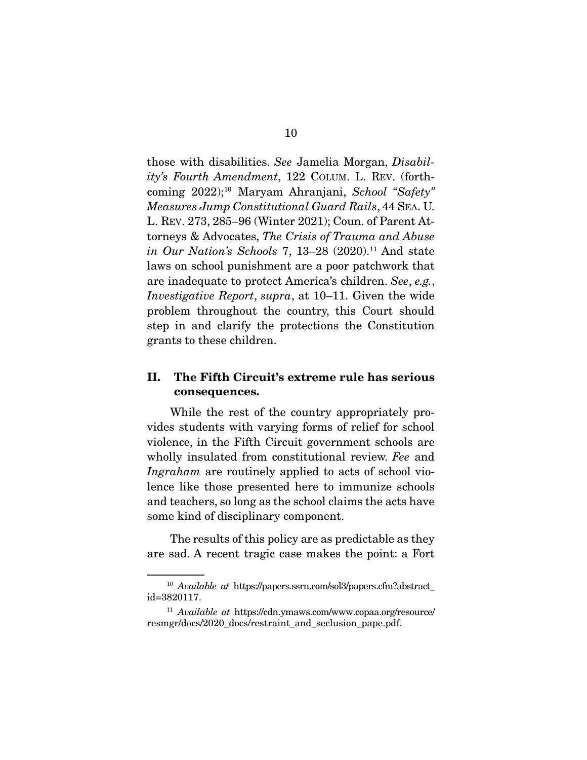those with disabilities. *See* Jamelia Morgan, *Disability's Fourth Amendment*, 122 COLUM. L. REV. (forthcoming 2022);[10] Maryam Ahranjani, *School "Safety" Measures Jump Constitutional Guard Rails*, 44 SEA. U. L. REV. 273, 285–96 (Winter 2021); Coun. of Parent Attorneys & Advocates, *The Crisis of Trauma and Abuse in Our Nation's Schools* 7, 13–28 (2020).[11] And state laws on school punishment are a poor patchwork that are inadequate to protect America's children. *See*, *e.g.*, *Investigative Report*, *supra*, at 10–11. Given the wide problem throughout the country, this Court should step in and clarify the protections the Constitution grants to these children.

## II. The Fifth Circuit's extreme rule has serious consequences.

While the rest of the country appropriately provides students with varying forms of relief for school violence, in the Fifth Circuit government schools are wholly insulated from constitutional review. *Fee* and *Ingraham* are routinely applied to acts of school violence like those presented here to immunize schools and teachers, so long as the school claims the acts have some kind of disciplinary component.

The results of this policy are as predictable as they are sad. A recent tragic case makes the point: a Fort

---

[10] *Available at* https://papers.ssrn.com/sol3/papers.cfm?abstract_id=3820117.

[11] *Available at* https://cdn.ymaws.com/www.copaa.org/resource/resmgr/docs/2020_docs/restraint_and_seclusion_pape.pdf.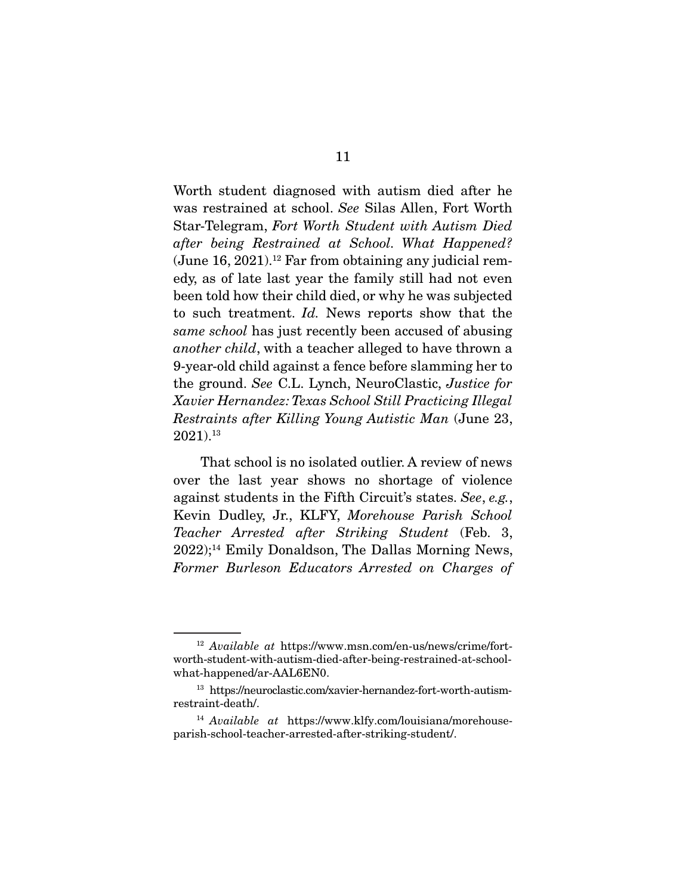Worth student diagnosed with autism died after he was restrained at school. *See* Silas Allen, Fort Worth Star-Telegram, *Fort Worth Student with Autism Died after being Restrained at School. What Happened?* (June 16, 2021).[12] Far from obtaining any judicial remedy, as of late last year the family still had not even been told how their child died, or why he was subjected to such treatment. *Id.* News reports show that the *same school* has just recently been accused of abusing *another child*, with a teacher alleged to have thrown a 9-year-old child against a fence before slamming her to the ground. *See* C.L. Lynch, NeuroClastic, *Justice for Xavier Hernandez: Texas School Still Practicing Illegal Restraints after Killing Young Autistic Man* (June 23, 2021).[13]

That school is no isolated outlier. A review of news over the last year shows no shortage of violence against students in the Fifth Circuit's states. *See*, *e.g.*, Kevin Dudley, Jr., KLFY, *Morehouse Parish School Teacher Arrested after Striking Student* (Feb. 3, 2022);[14] Emily Donaldson, The Dallas Morning News, *Former Burleson Educators Arrested on Charges of*

---

[12] *Available at* https://www.msn.com/en-us/news/crime/fort-worth-student-with-autism-died-after-being-restrained-at-school-what-happened/ar-AAL6EN0.

[13] https://neuroclastic.com/xavier-hernandez-fort-worth-autism-restraint-death/.

[14] *Available at* https://www.klfy.com/louisiana/morehouse-parish-school-teacher-arrested-after-striking-student/.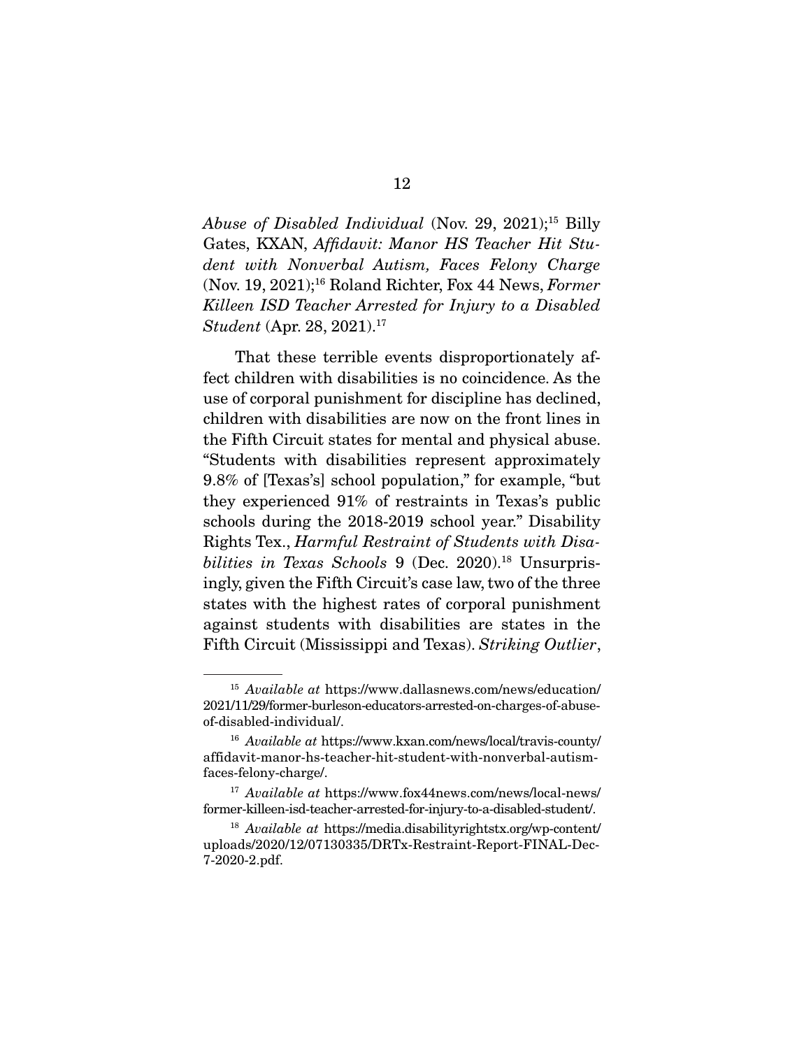*Abuse of Disabled Individual* (Nov. 29, 2021);[15] Billy Gates, KXAN, *Affidavit: Manor HS Teacher Hit Student with Nonverbal Autism, Faces Felony Charge* (Nov. 19, 2021);[16] Roland Richter, Fox 44 News, *Former Killeen ISD Teacher Arrested for Injury to a Disabled Student* (Apr. 28, 2021).[17]

That these terrible events disproportionately affect children with disabilities is no coincidence. As the use of corporal punishment for discipline has declined, children with disabilities are now on the front lines in the Fifth Circuit states for mental and physical abuse. "Students with disabilities represent approximately 9.8% of [Texas's] school population," for example, "but they experienced 91% of restraints in Texas's public schools during the 2018-2019 school year." Disability Rights Tex., *Harmful Restraint of Students with Disabilities in Texas Schools* 9 (Dec. 2020).[18] Unsurprisingly, given the Fifth Circuit's case law, two of the three states with the highest rates of corporal punishment against students with disabilities are states in the Fifth Circuit (Mississippi and Texas). *Striking Outlier*,

---

[15] *Available at* https://www.dallasnews.com/news/education/2021/11/29/former-burleson-educators-arrested-on-charges-of-abuse-of-disabled-individual/.

[16] *Available at* https://www.kxan.com/news/local/travis-county/affidavit-manor-hs-teacher-hit-student-with-nonverbal-autism-faces-felony-charge/.

[17] *Available at* https://www.fox44news.com/news/local-news/former-killeen-isd-teacher-arrested-for-injury-to-a-disabled-student/.

[18] *Available at* https://media.disabilityrightstx.org/wp-content/uploads/2020/12/07130335/DRTx-Restraint-Report-FINAL-Dec-7-2020-2.pdf.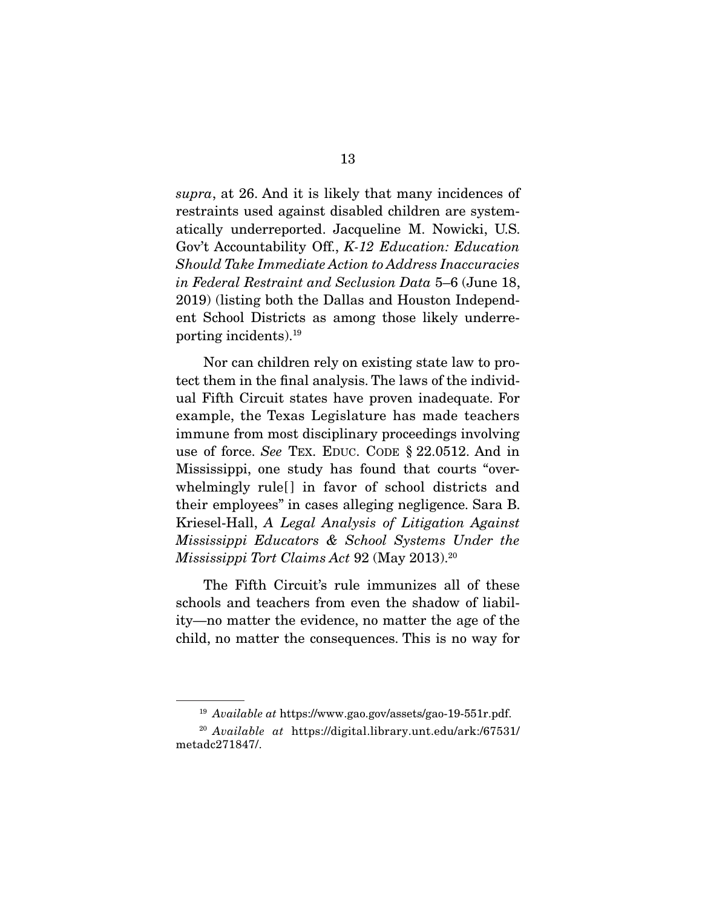*supra*, at 26. And it is likely that many incidences of restraints used against disabled children are systematically underreported. Jacqueline M. Nowicki, U.S. Gov't Accountability Off., *K-12 Education: Education Should Take Immediate Action to Address Inaccuracies in Federal Restraint and Seclusion Data* 5–6 (June 18, 2019) (listing both the Dallas and Houston Independent School Districts as among those likely underreporting incidents).[19]

Nor can children rely on existing state law to protect them in the final analysis. The laws of the individual Fifth Circuit states have proven inadequate. For example, the Texas Legislature has made teachers immune from most disciplinary proceedings involving use of force. *See* TEX. EDUC. CODE § 22.0512. And in Mississippi, one study has found that courts "overwhelmingly rule[] in favor of school districts and their employees" in cases alleging negligence. Sara B. Kriesel-Hall, *A Legal Analysis of Litigation Against Mississippi Educators & School Systems Under the Mississippi Tort Claims Act* 92 (May 2013).[20]

The Fifth Circuit's rule immunizes all of these schools and teachers from even the shadow of liability—no matter the evidence, no matter the age of the child, no matter the consequences. This is no way for

---

[19] *Available at* https://www.gao.gov/assets/gao-19-551r.pdf.

[20] *Available at* https://digital.library.unt.edu/ark:/67531/metadc271847/.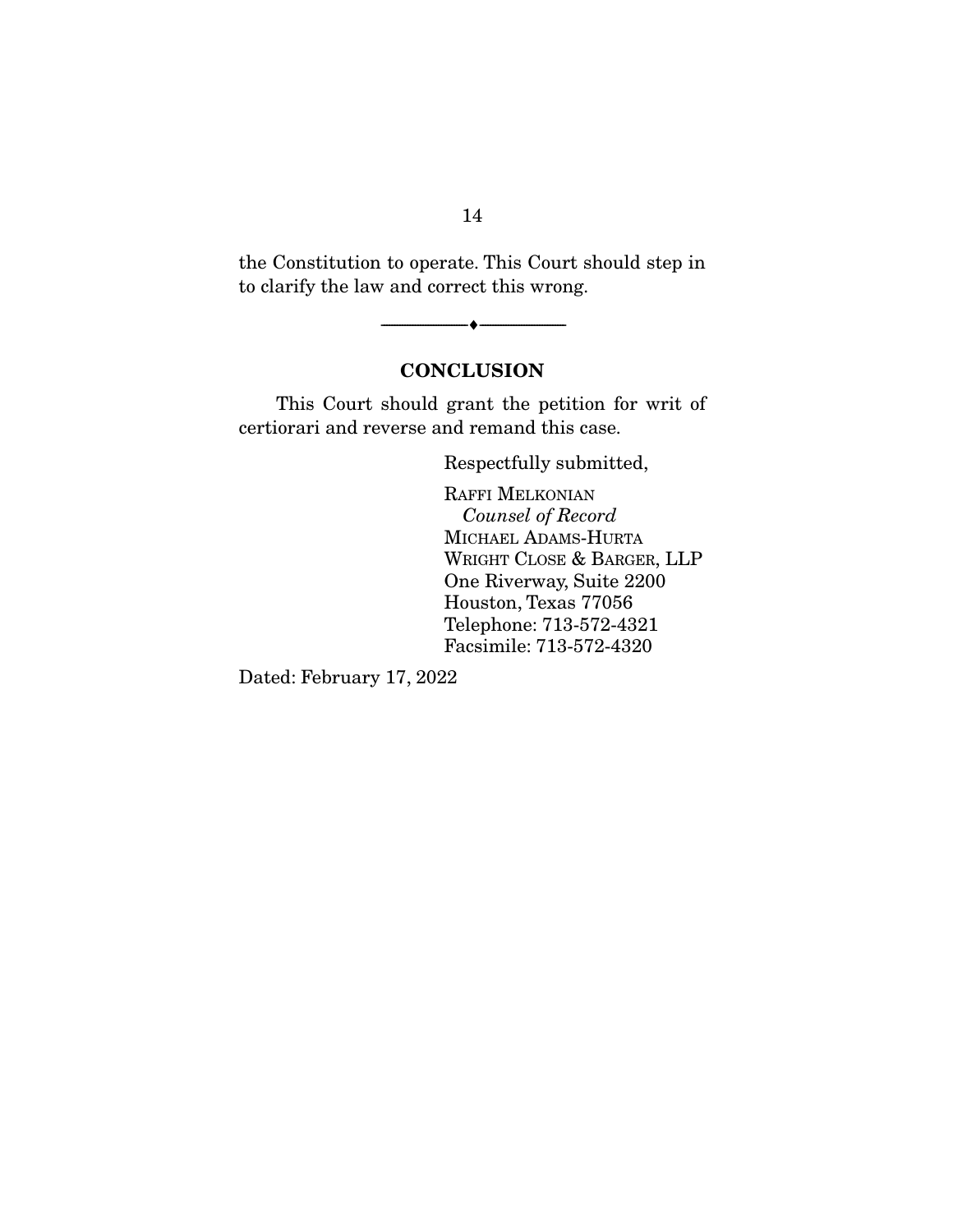the Constitution to operate. This Court should step in to clarify the law and correct this wrong.

## CONCLUSION

This Court should grant the petition for writ of certiorari and reverse and remand this case.

Respectfully submitted,

RAFFI MELKONIAN
*Counsel of Record*
MICHAEL ADAMS-HURTA
WRIGHT CLOSE & BARGER, LLP
One Riverway, Suite 2200
Houston, Texas 77056
Telephone: 713-572-4321
Facsimile: 713-572-4320

Dated: February 17, 2022